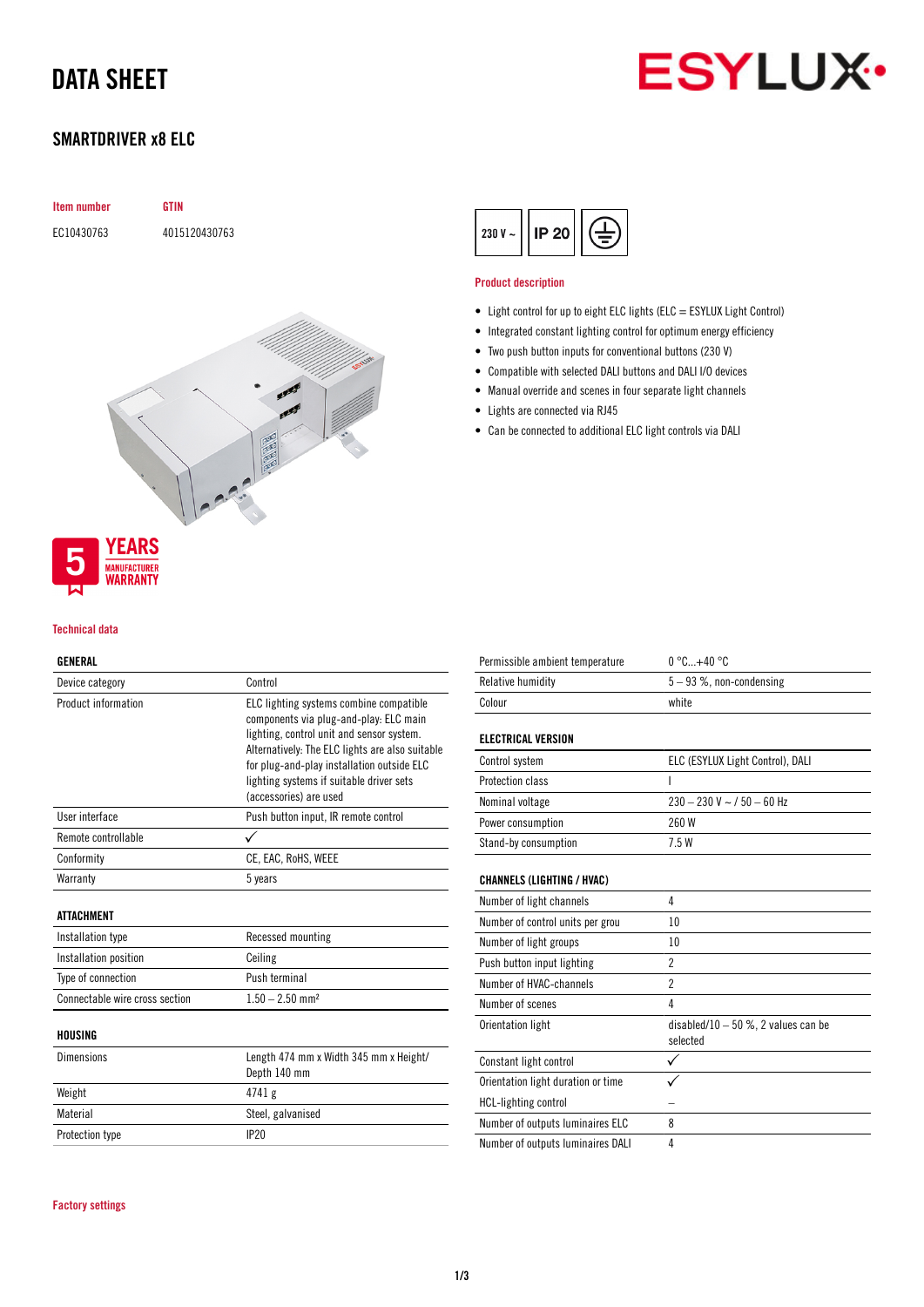# DATA SHEET

ESYLUX

## SMARTDRIVER x8 ELC

| Item number | GTIN |
|---|---|
| EC10430763 | 4015120430763 |

230 V ~ | IP 20

5 YEARS MANUFACTURER WARRANTY

### Product description

- Light control for up to eight ELC lights (ELC = ESYLUX Light Control)
- Integrated constant lighting control for optimum energy efficiency
- Two push button inputs for conventional buttons (230 V)
- Compatible with selected DALI buttons and DALI I/O devices
- Manual override and scenes in four separate light channels
- Lights are connected via RJ45
- Can be connected to additional ELC light controls via DALI

### Technical data

#### GENERAL

| | |
|---|---|
| Device category | Control |
| Product information | ELC lighting systems combine compatible components via plug-and-play: ELC main lighting, control unit and sensor system. Alternatively: The ELC lights are also suitable for plug-and-play installation outside ELC lighting systems if suitable driver sets (accessories) are used |
| User interface | Push button input, IR remote control |
| Remote controllable | ✓ |
| Conformity | CE, EAC, RoHS, WEEE |
| Warranty | 5 years |

#### ATTACHMENT

| | |
|---|---|
| Installation type | Recessed mounting |
| Installation position | Ceiling |
| Type of connection | Push terminal |
| Connectable wire cross section | 1.50 – 2.50 mm² |

#### HOUSING

| | |
|---|---|
| Dimensions | Length 474 mm x Width 345 mm x Height/ Depth 140 mm |
| Weight | 4741 g |
| Material | Steel, galvanised |
| Protection type | IP20 |

| | |
|---|---|
| Permissible ambient temperature | 0 °C...+40 °C |
| Relative humidity | 5 – 93 %, non-condensing |
| Colour | white |

#### ELECTRICAL VERSION

| | |
|---|---|
| Control system | ELC (ESYLUX Light Control), DALI |
| Protection class | I |
| Nominal voltage | 230 – 230 V ~ / 50 – 60 Hz |
| Power consumption | 260 W |
| Stand-by consumption | 7.5 W |

#### CHANNELS (LIGHTING / HVAC)

| | |
|---|---|
| Number of light channels | 4 |
| Number of control units per grou | 10 |
| Number of light groups | 10 |
| Push button input lighting | 2 |
| Number of HVAC-channels | 2 |
| Number of scenes | 4 |
| Orientation light | disabled/10 – 50 %, 2 values can be selected |
| Constant light control | ✓ |
| Orientation light duration or time | ✓ |
| HCL-lighting control | – |
| Number of outputs luminaires ELC | 8 |
| Number of outputs luminaires DALI | 4 |

### Factory settings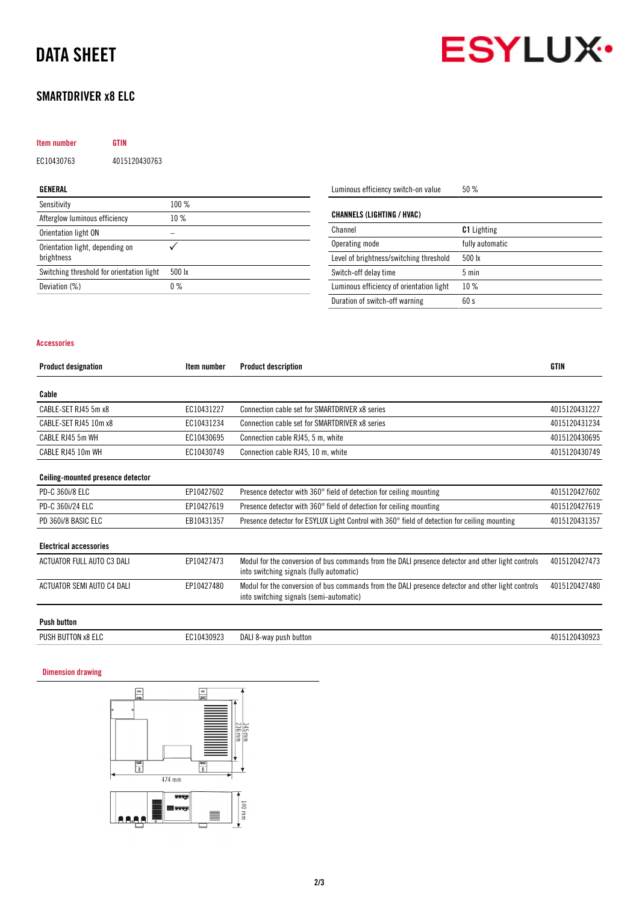# DATA SHEET

## SMARTDRIVER x8 ELC

| Item number | GTIN |
|---|---|
| EC10430763 | 4015120430763 |

| GENERAL | |
|---|---|
| Sensitivity | 100 % |
| Afterglow luminous efficiency | 10 % |
| Orientation light ON | – |
| Orientation light, depending on brightness | ✓ |
| Switching threshold for orientation light | 500 lx |
| Deviation (%) | 0 % |

| | |
|---|---|
| Luminous efficiency switch-on value | 50 % |

| CHANNELS (LIGHTING / HVAC) | |
|---|---|
| Channel | **C1** Lighting |
| Operating mode | fully automatic |
| Level of brightness/switching threshold | 500 lx |
| Switch-off delay time | 5 min |
| Luminous efficiency of orientation light | 10 % |
| Duration of switch-off warning | 60 s |

## Accessories

| Product designation | Item number | Product description | GTIN |
|---|---|---|---|
| **Cable** | | | |
| CABLE-SET RJ45 5m x8 | EC10431227 | Connection cable set for SMARTDRIVER x8 series | 4015120431227 |
| CABLE-SET RJ45 10m x8 | EC10431234 | Connection cable set for SMARTDRIVER x8 series | 4015120431234 |
| CABLE RJ45 5m WH | EC10430695 | Connection cable RJ45, 5 m, white | 4015120430695 |
| CABLE RJ45 10m WH | EC10430749 | Connection cable RJ45, 10 m, white | 4015120430749 |
| **Ceiling-mounted presence detector** | | | |
| PD-C 360i/8 ELC | EP10427602 | Presence detector with 360° field of detection for ceiling mounting | 4015120427602 |
| PD-C 360i/24 ELC | EP10427619 | Presence detector with 360° field of detection for ceiling mounting | 4015120427619 |
| PD 360i/8 BASIC ELC | EB10431357 | Presence detector for ESYLUX Light Control with 360° field of detection for ceiling mounting | 4015120431357 |
| **Electrical accessories** | | | |
| ACTUATOR FULL AUTO C3 DALI | EP10427473 | Modul for the conversion of bus commands from the DALI presence detector and other light controls into switching signals (fully automatic) | 4015120427473 |
| ACTUATOR SEMI AUTO C4 DALI | EP10427480 | Modul for the conversion of bus commands from the DALI presence detector and other light controls into switching signals (semi-automatic) | 4015120427480 |
| **Push button** | | | |
| PUSH BUTTON x8 ELC | EC10430923 | DALI 8-way push button | 4015120430923 |

## Dimension drawing

345 mm
236 mm
474 mm
140 mm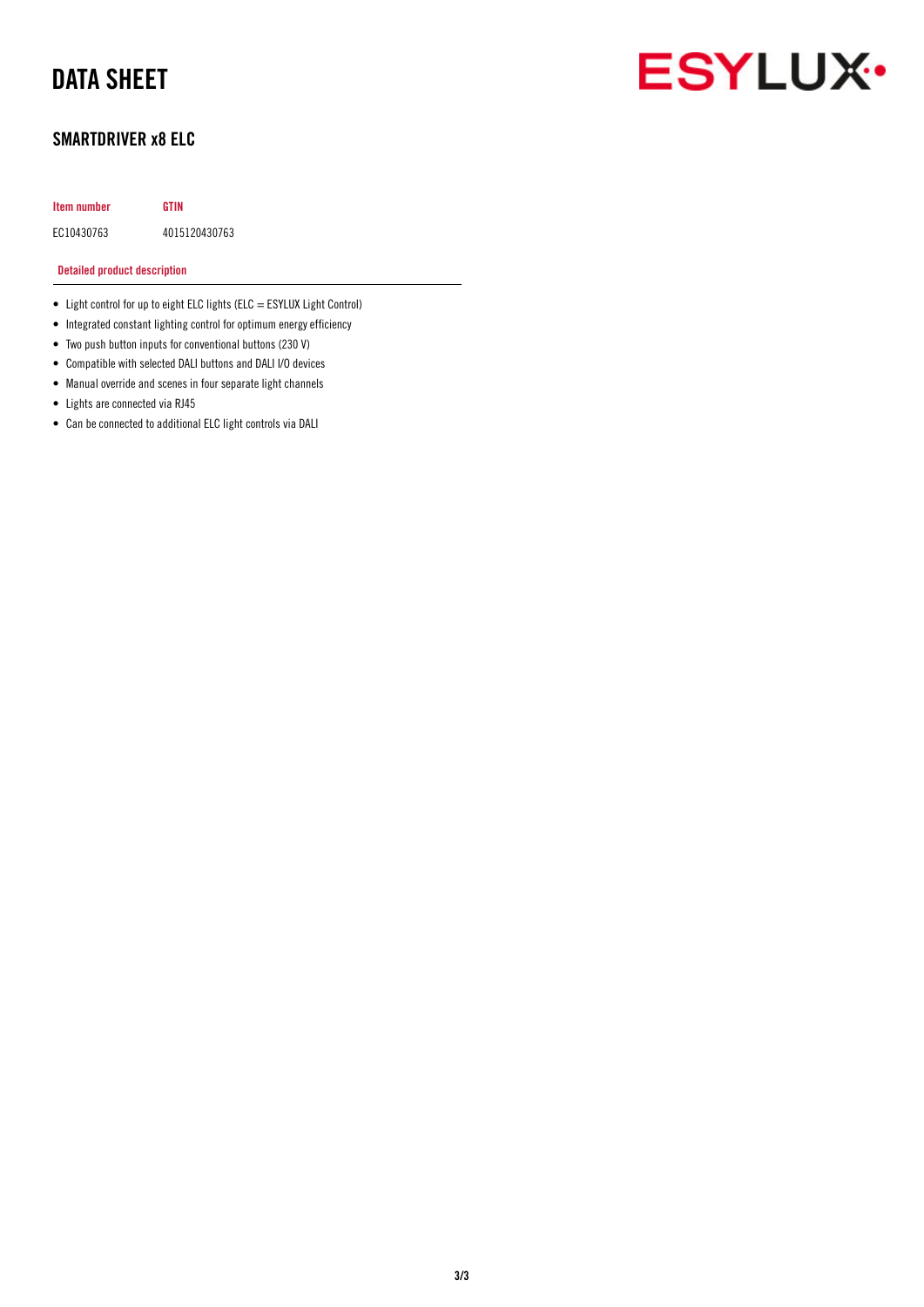# DATA SHEET

## SMARTDRIVER x8 ELC

| Item number | GTIN |
|---|---|
| EC10430763 | 4015120430763 |

### Detailed product description

- Light control for up to eight ELC lights (ELC = ESYLUX Light Control)
- Integrated constant lighting control for optimum energy efficiency
- Two push button inputs for conventional buttons (230 V)
- Compatible with selected DALI buttons and DALI I/O devices
- Manual override and scenes in four separate light channels
- Lights are connected via RJ45
- Can be connected to additional ELC light controls via DALI